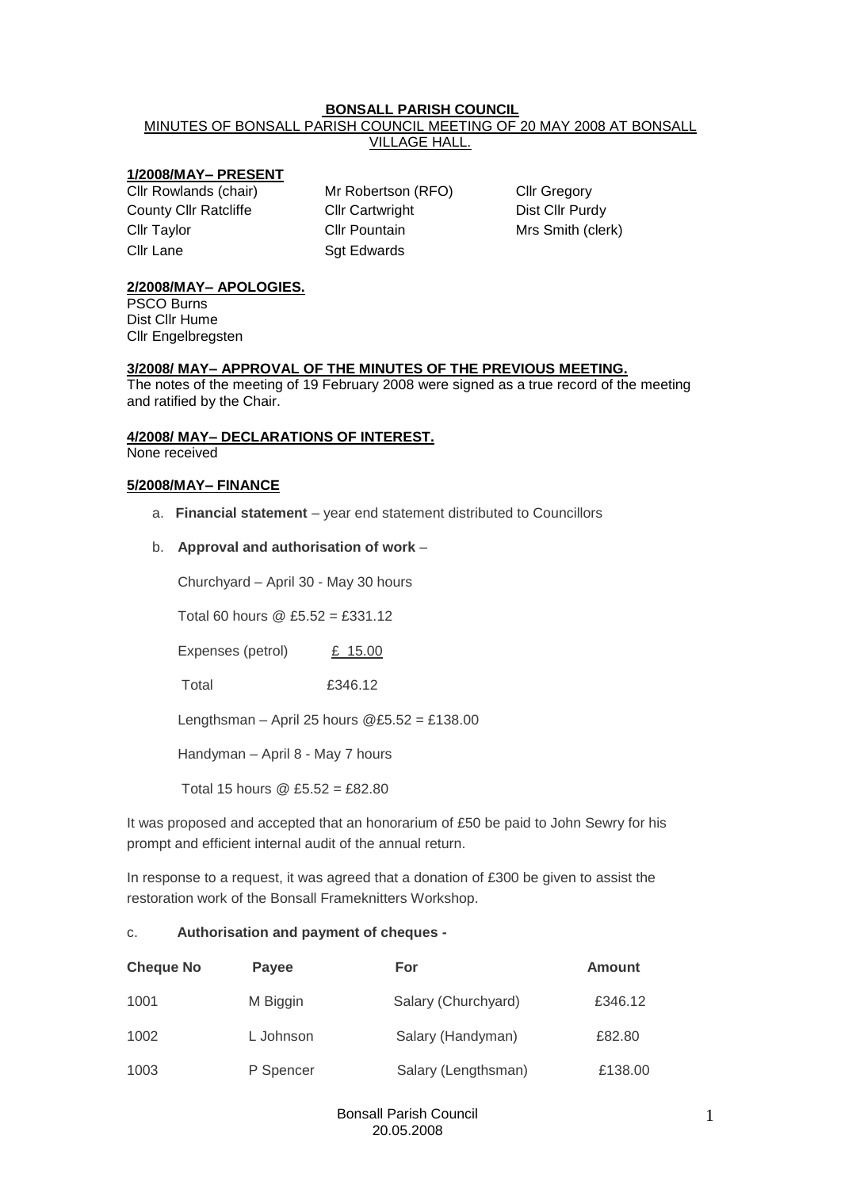# BONSALL PARISH COUNCIL

MINUTES OF BONSALL PARISH COUNCIL MEETING OF 20 MAY 2008 AT BONSALL VILLAGE HALL.

## 1/2008/MAY– PRESENT

Cllr Rowlands (chair)
County Cllr Ratcliffe
Cllr Taylor
Cllr Lane
Mr Robertson (RFO)
Cllr Cartwright
Cllr Pountain
Sgt Edwards
Cllr Gregory
Dist Cllr Purdy
Mrs Smith (clerk)

## 2/2008/MAY– APOLOGIES.

PSCO Burns
Dist Cllr Hume
Cllr Engelbregsten

## 3/2008/ MAY– APPROVAL OF THE MINUTES OF THE PREVIOUS MEETING.

The notes of the meeting of 19 February 2008 were signed as a true record of the meeting and ratified by the Chair.

## 4/2008/ MAY– DECLARATIONS OF INTEREST.

None received

## 5/2008/MAY– FINANCE

a. **Financial statement** – year end statement distributed to Councillors

b. **Approval and authorisation of work** –

Churchyard – April 30 - May 30 hours

Total 60 hours @ £5.52 = £331.12

Expenses (petrol) £ 15.00

Total £346.12

Lengthsman – April 25 hours @£5.52 = £138.00

Handyman – April 8 - May 7 hours

Total 15 hours @ £5.52 = £82.80

It was proposed and accepted that an honorarium of £50 be paid to John Sewry for his prompt and efficient internal audit of the annual return.

In response to a request, it was agreed that a donation of £300 be given to assist the restoration work of the Bonsall Frameknitters Workshop.

c. **Authorisation and payment of cheques -**

| Cheque No | Payee | For | Amount |
|---|---|---|---|
| 1001 | M Biggin | Salary (Churchyard) | £346.12 |
| 1002 | L Johnson | Salary (Handyman) | £82.80 |
| 1003 | P Spencer | Salary (Lengthsman) | £138.00 |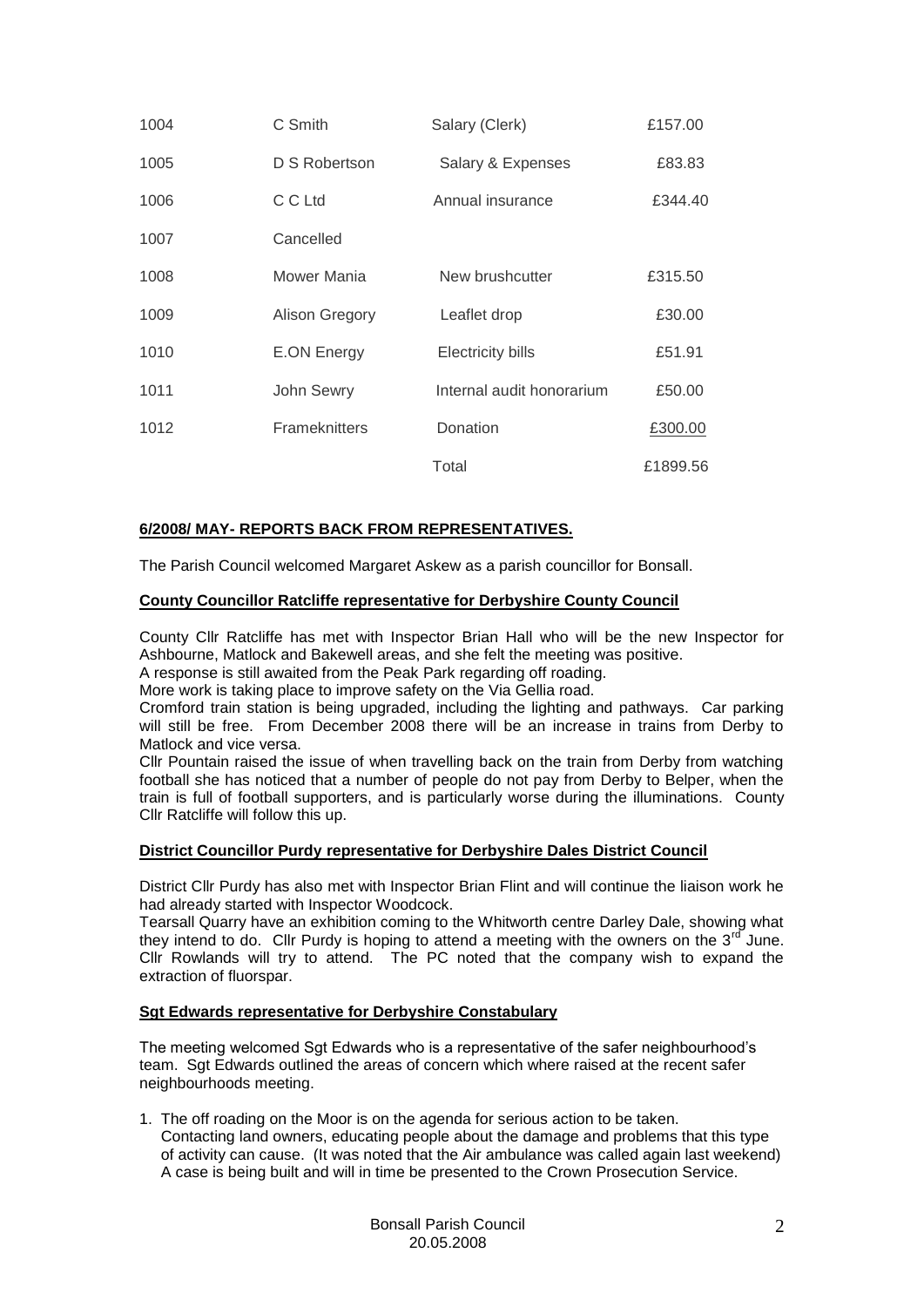| | | | |
|---|---|---|---|
| 1004 | C Smith | Salary (Clerk) | £157.00 |
| 1005 | D S Robertson | Salary & Expenses | £83.83 |
| 1006 | C C Ltd | Annual insurance | £344.40 |
| 1007 | Cancelled | | |
| 1008 | Mower Mania | New brushcutter | £315.50 |
| 1009 | Alison Gregory | Leaflet drop | £30.00 |
| 1010 | E.ON Energy | Electricity bills | £51.91 |
| 1011 | John Sewry | Internal audit honorarium | £50.00 |
| 1012 | Frameknitters | Donation | £300.00 |
| | | Total | £1899.56 |

**6/2008/ MAY- REPORTS BACK FROM REPRESENTATIVES.**

The Parish Council welcomed Margaret Askew as a parish councillor for Bonsall.

**County Councillor Ratcliffe representative for Derbyshire County Council**

County Cllr Ratcliffe has met with Inspector Brian Hall who will be the new Inspector for Ashbourne, Matlock and Bakewell areas, and she felt the meeting was positive.
A response is still awaited from the Peak Park regarding off roading.
More work is taking place to improve safety on the Via Gellia road.
Cromford train station is being upgraded, including the lighting and pathways. Car parking will still be free. From December 2008 there will be an increase in trains from Derby to Matlock and vice versa.
Cllr Pountain raised the issue of when travelling back on the train from Derby from watching football she has noticed that a number of people do not pay from Derby to Belper, when the train is full of football supporters, and is particularly worse during the illuminations. County Cllr Ratcliffe will follow this up.

**District Councillor Purdy representative for Derbyshire Dales District Council**

District Cllr Purdy has also met with Inspector Brian Flint and will continue the liaison work he had already started with Inspector Woodcock.
Tearsall Quarry have an exhibition coming to the Whitworth centre Darley Dale, showing what they intend to do. Cllr Purdy is hoping to attend a meeting with the owners on the 3rd June. Cllr Rowlands will try to attend. The PC noted that the company wish to expand the extraction of fluorspar.

**Sgt Edwards representative for Derbyshire Constabulary**

The meeting welcomed Sgt Edwards who is a representative of the safer neighbourhood's team. Sgt Edwards outlined the areas of concern which where raised at the recent safer neighbourhoods meeting.

1. The off roading on the Moor is on the agenda for serious action to be taken. Contacting land owners, educating people about the damage and problems that this type of activity can cause. (It was noted that the Air ambulance was called again last weekend) A case is being built and will in time be presented to the Crown Prosecution Service.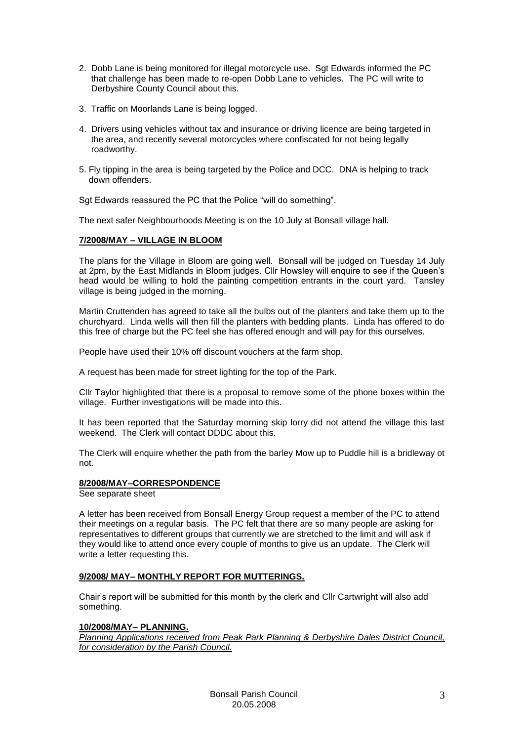2. Dobb Lane is being monitored for illegal motorcycle use. Sgt Edwards informed the PC that challenge has been made to re-open Dobb Lane to vehicles. The PC will write to Derbyshire County Council about this.

3. Traffic on Moorlands Lane is being logged.

4. Drivers using vehicles without tax and insurance or driving licence are being targeted in the area, and recently several motorcycles where confiscated for not being legally roadworthy.

5. Fly tipping in the area is being targeted by the Police and DCC. DNA is helping to track down offenders.

Sgt Edwards reassured the PC that the Police "will do something".

The next safer Neighbourhoods Meeting is on the 10 July at Bonsall village hall.

**7/2008/MAY – VILLAGE IN BLOOM**

The plans for the Village in Bloom are going well. Bonsall will be judged on Tuesday 14 July at 2pm, by the East Midlands in Bloom judges. Cllr Howsley will enquire to see if the Queen's head would be willing to hold the painting competition entrants in the court yard. Tansley village is being judged in the morning.

Martin Cruttenden has agreed to take all the bulbs out of the planters and take them up to the churchyard. Linda wells will then fill the planters with bedding plants. Linda has offered to do this free of charge but the PC feel she has offered enough and will pay for this ourselves.

People have used their 10% off discount vouchers at the farm shop.

A request has been made for street lighting for the top of the Park.

Cllr Taylor highlighted that there is a proposal to remove some of the phone boxes within the village. Further investigations will be made into this.

It has been reported that the Saturday morning skip lorry did not attend the village this last weekend. The Clerk will contact DDDC about this.

The Clerk will enquire whether the path from the barley Mow up to Puddle hill is a bridleway ot not.

**8/2008/MAY–CORRESPONDENCE**

See separate sheet

A letter has been received from Bonsall Energy Group request a member of the PC to attend their meetings on a regular basis. The PC felt that there are so many people are asking for representatives to different groups that currently we are stretched to the limit and will ask if they would like to attend once every couple of months to give us an update. The Clerk will write a letter requesting this.

**9/2008/ MAY– MONTHLY REPORT FOR MUTTERINGS.**

Chair's report will be submitted for this month by the clerk and Cllr Cartwright will also add something.

**10/2008/MAY– PLANNING.**

*Planning Applications received from Peak Park Planning & Derbyshire Dales District Council, for consideration by the Parish Council.*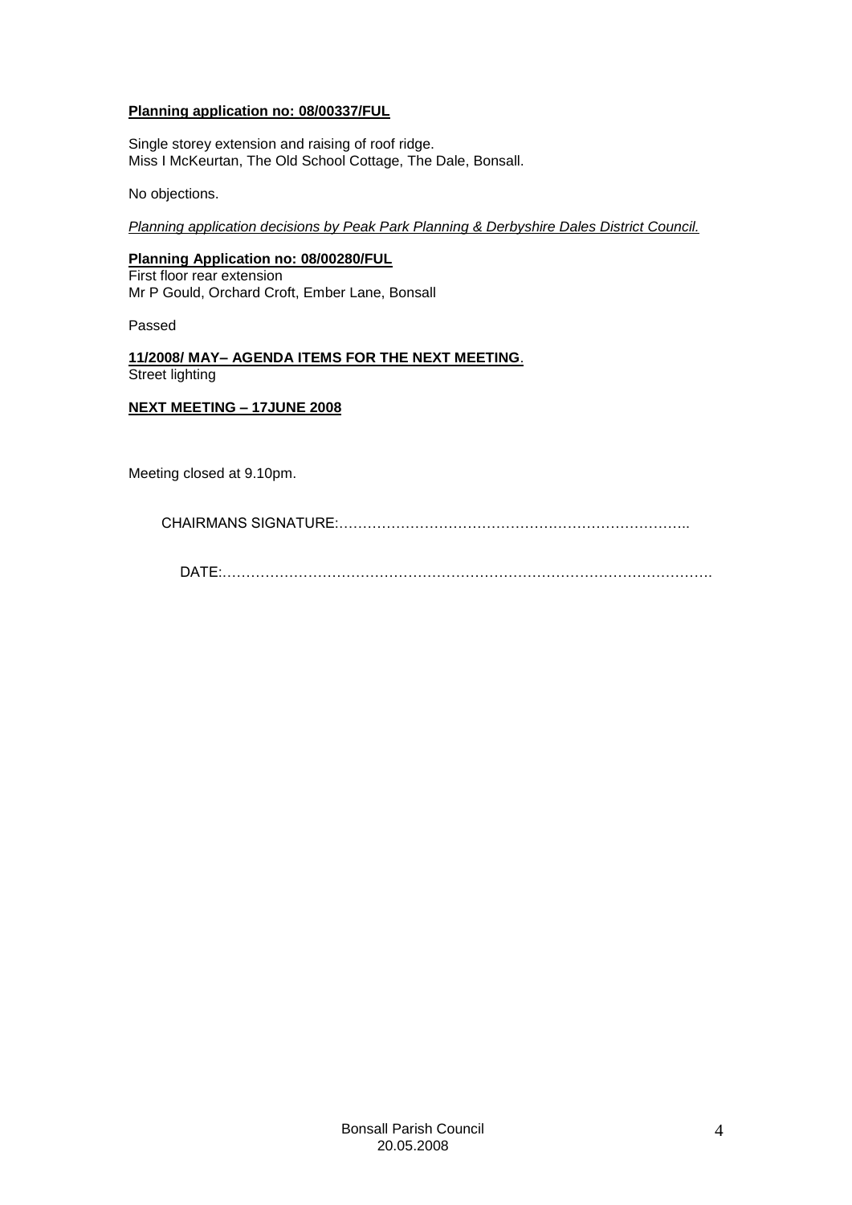**Planning application no: 08/00337/FUL**

Single storey extension and raising of roof ridge.
Miss I McKeurtan, The Old School Cottage, The Dale, Bonsall.

No objections.

*Planning application decisions by Peak Park Planning & Derbyshire Dales District Council.*

**Planning Application no: 08/00280/FUL**
First floor rear extension
Mr P Gould, Orchard Croft, Ember Lane, Bonsall

Passed

**11/2008/ MAY– AGENDA ITEMS FOR THE NEXT MEETING**.
Street lighting

**NEXT MEETING – 17JUNE 2008**

Meeting closed at 9.10pm.

CHAIRMANS SIGNATURE:…………………………………………………………………..

DATE:…………………………………………………………………………………………